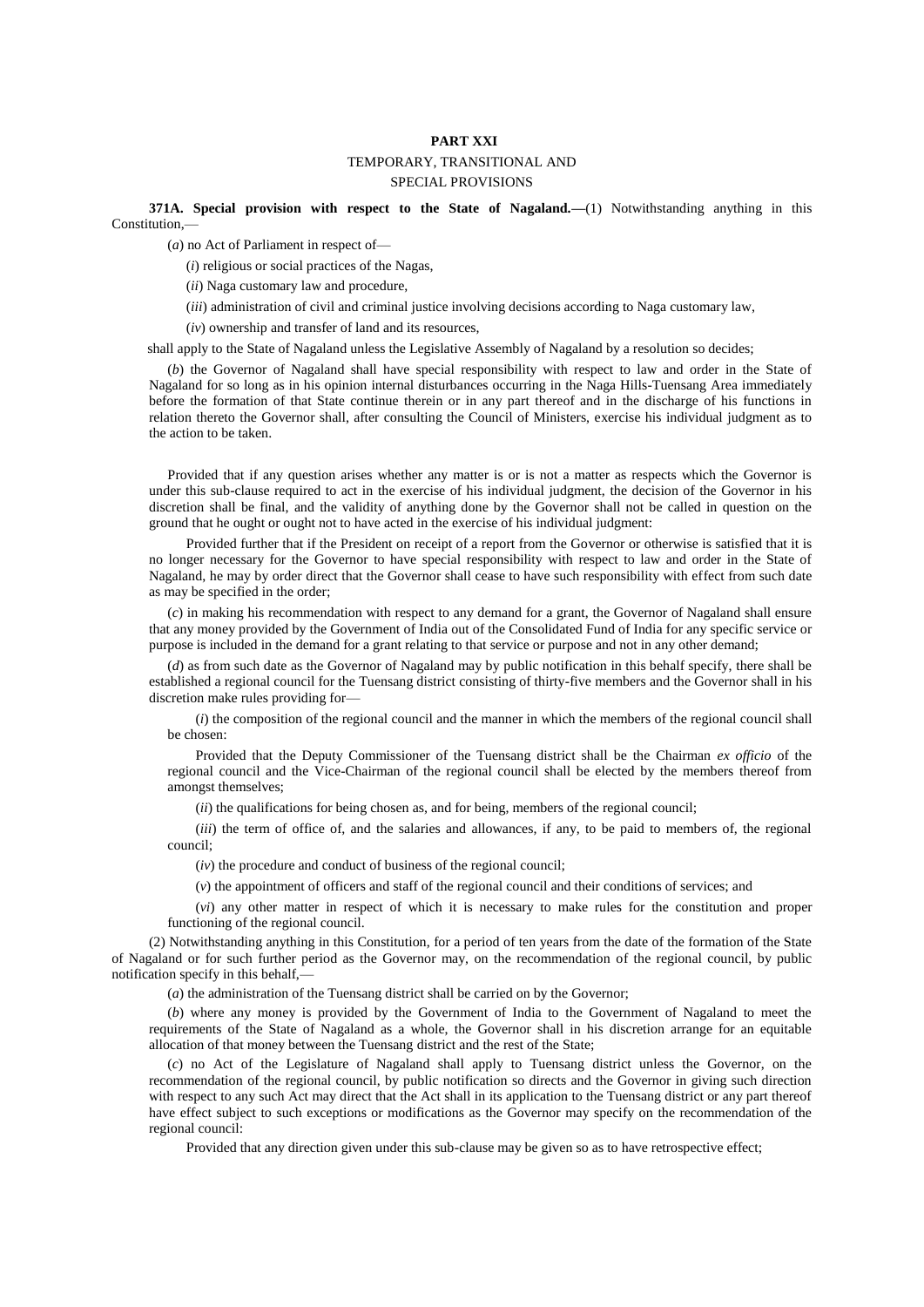# PART XXI

## TEMPORARY, TRANSITIONAL AND SPECIAL PROVISIONS

**371A. Special provision with respect to the State of Nagaland.—**(1) Notwithstanding anything in this Constitution,—

(*a*) no Act of Parliament in respect of—

(*i*) religious or social practices of the Nagas,

(*ii*) Naga customary law and procedure,

(*iii*) administration of civil and criminal justice involving decisions according to Naga customary law,

(*iv*) ownership and transfer of land and its resources,

shall apply to the State of Nagaland unless the Legislative Assembly of Nagaland by a resolution so decides;

(*b*) the Governor of Nagaland shall have special responsibility with respect to law and order in the State of Nagaland for so long as in his opinion internal disturbances occurring in the Naga Hills-Tuensang Area immediately before the formation of that State continue therein or in any part thereof and in the discharge of his functions in relation thereto the Governor shall, after consulting the Council of Ministers, exercise his individual judgment as to the action to be taken.

Provided that if any question arises whether any matter is or is not a matter as respects which the Governor is under this sub-clause required to act in the exercise of his individual judgment, the decision of the Governor in his discretion shall be final, and the validity of anything done by the Governor shall not be called in question on the ground that he ought or ought not to have acted in the exercise of his individual judgment:

Provided further that if the President on receipt of a report from the Governor or otherwise is satisfied that it is no longer necessary for the Governor to have special responsibility with respect to law and order in the State of Nagaland, he may by order direct that the Governor shall cease to have such responsibility with effect from such date as may be specified in the order;

(*c*) in making his recommendation with respect to any demand for a grant, the Governor of Nagaland shall ensure that any money provided by the Government of India out of the Consolidated Fund of India for any specific service or purpose is included in the demand for a grant relating to that service or purpose and not in any other demand;

(*d*) as from such date as the Governor of Nagaland may by public notification in this behalf specify, there shall be established a regional council for the Tuensang district consisting of thirty-five members and the Governor shall in his discretion make rules providing for—

(*i*) the composition of the regional council and the manner in which the members of the regional council shall be chosen:

Provided that the Deputy Commissioner of the Tuensang district shall be the Chairman *ex officio* of the regional council and the Vice-Chairman of the regional council shall be elected by the members thereof from amongst themselves;

(*ii*) the qualifications for being chosen as, and for being, members of the regional council;

(*iii*) the term of office of, and the salaries and allowances, if any, to be paid to members of, the regional council;

(*iv*) the procedure and conduct of business of the regional council;

(*v*) the appointment of officers and staff of the regional council and their conditions of services; and

(*vi*) any other matter in respect of which it is necessary to make rules for the constitution and proper functioning of the regional council.

(2) Notwithstanding anything in this Constitution, for a period of ten years from the date of the formation of the State of Nagaland or for such further period as the Governor may, on the recommendation of the regional council, by public notification specify in this behalf,—

(*a*) the administration of the Tuensang district shall be carried on by the Governor;

(*b*) where any money is provided by the Government of India to the Government of Nagaland to meet the requirements of the State of Nagaland as a whole, the Governor shall in his discretion arrange for an equitable allocation of that money between the Tuensang district and the rest of the State;

(*c*) no Act of the Legislature of Nagaland shall apply to Tuensang district unless the Governor, on the recommendation of the regional council, by public notification so directs and the Governor in giving such direction with respect to any such Act may direct that the Act shall in its application to the Tuensang district or any part thereof have effect subject to such exceptions or modifications as the Governor may specify on the recommendation of the regional council:

Provided that any direction given under this sub-clause may be given so as to have retrospective effect;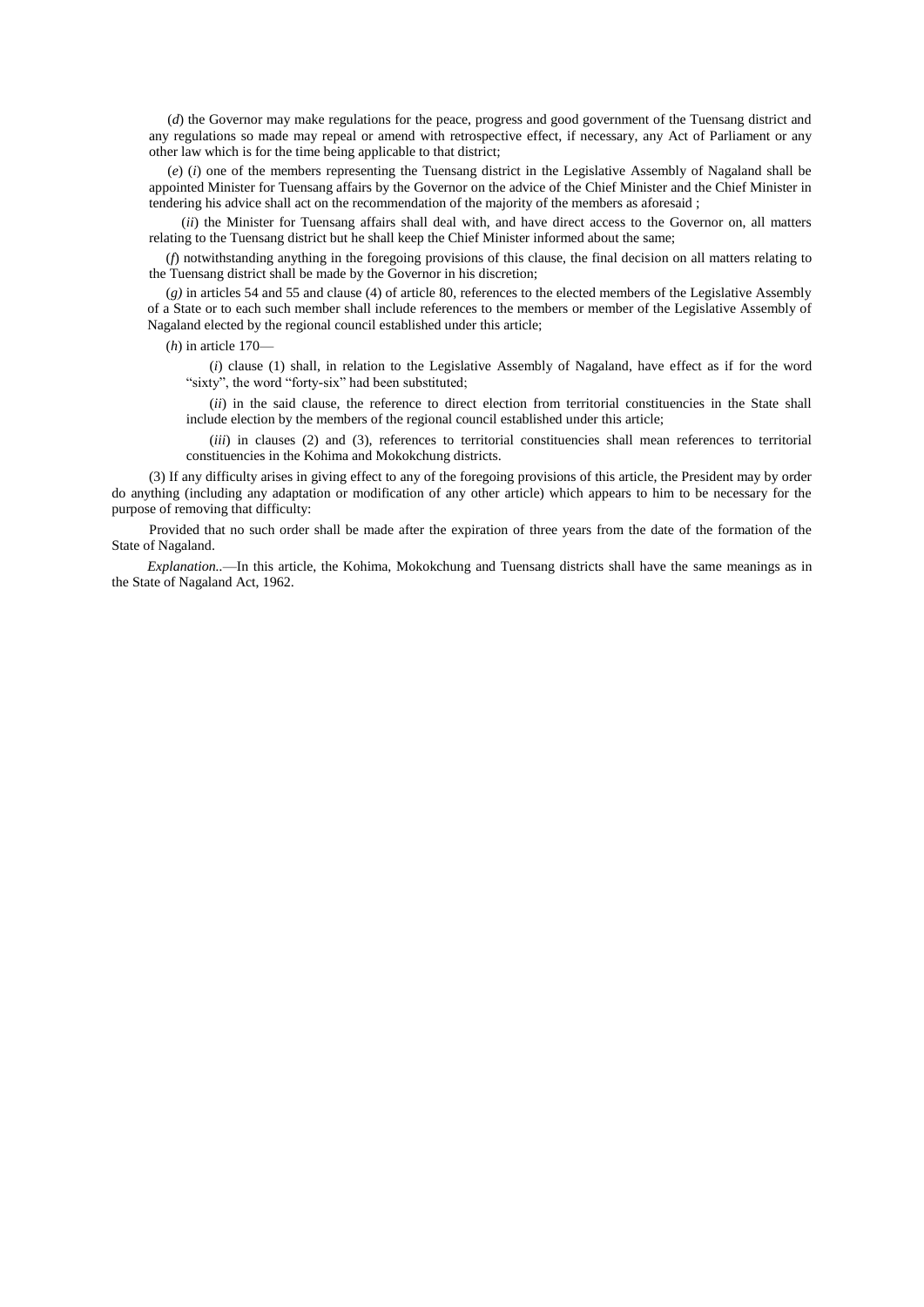(*d*) the Governor may make regulations for the peace, progress and good government of the Tuensang district and any regulations so made may repeal or amend with retrospective effect, if necessary, any Act of Parliament or any other law which is for the time being applicable to that district;

(*e*) (*i*) one of the members representing the Tuensang district in the Legislative Assembly of Nagaland shall be appointed Minister for Tuensang affairs by the Governor on the advice of the Chief Minister and the Chief Minister in tendering his advice shall act on the recommendation of the majority of the members as aforesaid ;

(*ii*) the Minister for Tuensang affairs shall deal with, and have direct access to the Governor on, all matters relating to the Tuensang district but he shall keep the Chief Minister informed about the same;

(*f*) notwithstanding anything in the foregoing provisions of this clause, the final decision on all matters relating to the Tuensang district shall be made by the Governor in his discretion;

(*g)* in articles 54 and 55 and clause (4) of article 80, references to the elected members of the Legislative Assembly of a State or to each such member shall include references to the members or member of the Legislative Assembly of Nagaland elected by the regional council established under this article;

(*h*) in article 170—

(*i*) clause (1) shall, in relation to the Legislative Assembly of Nagaland, have effect as if for the word "sixty", the word "forty-six" had been substituted;

(*ii*) in the said clause, the reference to direct election from territorial constituencies in the State shall include election by the members of the regional council established under this article;

(*iii*) in clauses (2) and (3), references to territorial constituencies shall mean references to territorial constituencies in the Kohima and Mokokchung districts.

(3) If any difficulty arises in giving effect to any of the foregoing provisions of this article, the President may by order do anything (including any adaptation or modification of any other article) which appears to him to be necessary for the purpose of removing that difficulty:

Provided that no such order shall be made after the expiration of three years from the date of the formation of the State of Nagaland.

*Explanation.*.—In this article, the Kohima, Mokokchung and Tuensang districts shall have the same meanings as in the State of Nagaland Act, 1962.